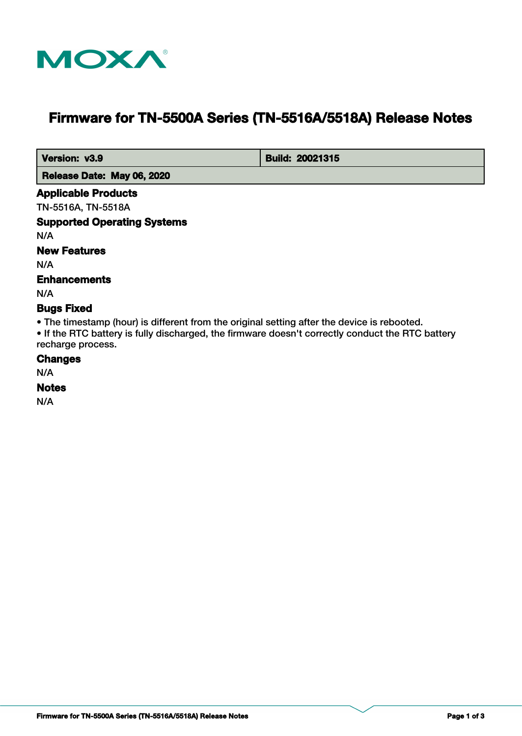MOXA

# Firmware for TN-5500A Series (TN-5516A/5518A) Release Notes

| Version: v3.9 | Build: 20021315 |
|---|---|
| Release Date: May 06, 2020 | |

## Applicable Products

TN-5516A, TN-5518A

## Supported Operating Systems

N/A

## New Features

N/A

## Enhancements

N/A

## Bugs Fixed

- The timestamp (hour) is different from the original setting after the device is rebooted.
- If the RTC battery is fully discharged, the firmware doesn't correctly conduct the RTC battery recharge process.

## Changes

N/A

## Notes

N/A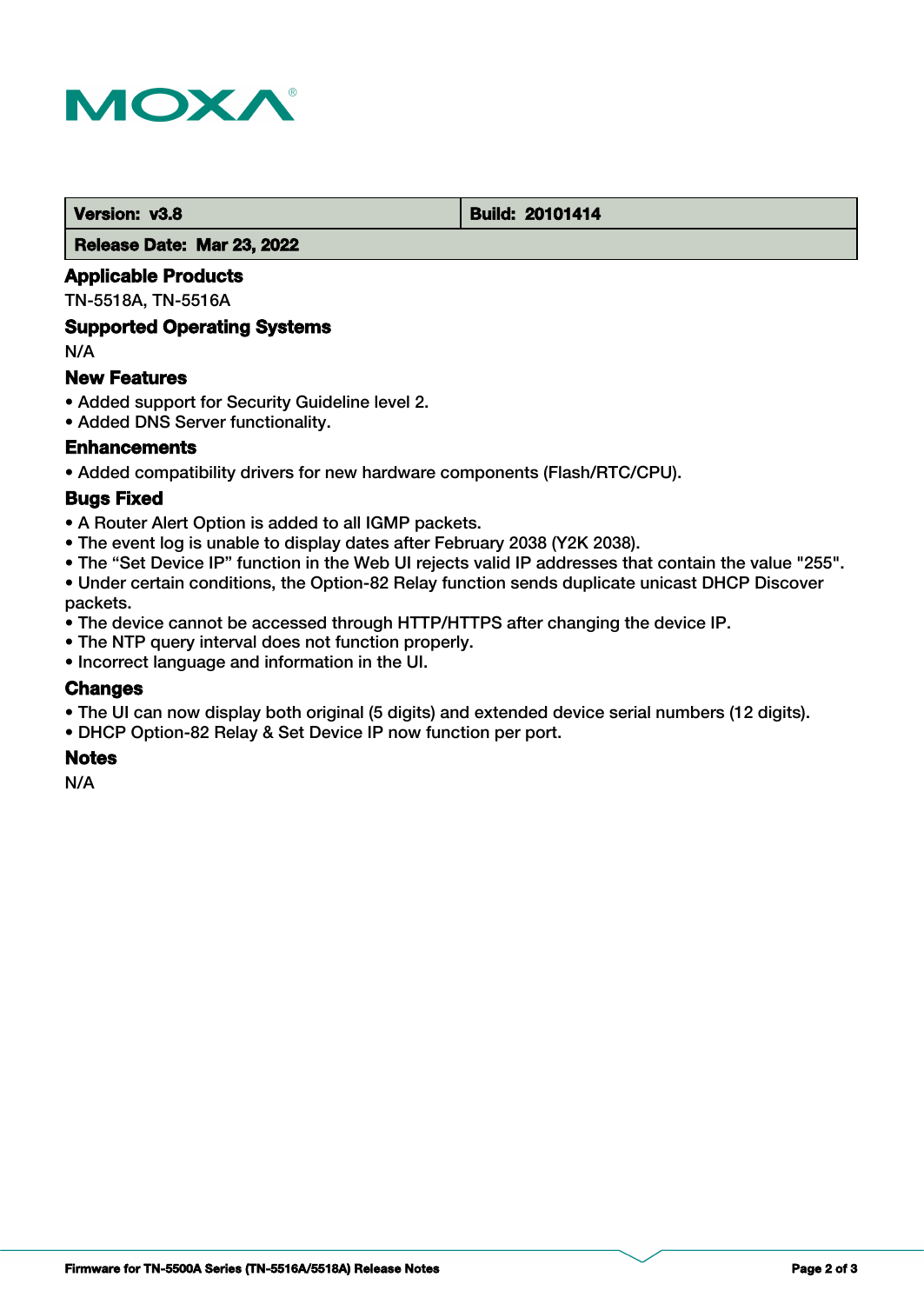| Version: v3.8 | Build: 20101414 |
| --- | --- |
| Release Date: Mar 23, 2022 | |

### Applicable Products

TN-5518A, TN-5516A

### Supported Operating Systems

N/A

### New Features

- Added support for Security Guideline level 2.
- Added DNS Server functionality.

### Enhancements

- Added compatibility drivers for new hardware components (Flash/RTC/CPU).

### Bugs Fixed

- A Router Alert Option is added to all IGMP packets.
- The event log is unable to display dates after February 2038 (Y2K 2038).
- The “Set Device IP” function in the Web UI rejects valid IP addresses that contain the value "255".
- Under certain conditions, the Option-82 Relay function sends duplicate unicast DHCP Discover packets.
- The device cannot be accessed through HTTP/HTTPS after changing the device IP.
- The NTP query interval does not function properly.
- Incorrect language and information in the UI.

### Changes

- The UI can now display both original (5 digits) and extended device serial numbers (12 digits).
- DHCP Option-82 Relay & Set Device IP now function per port.

### Notes

N/A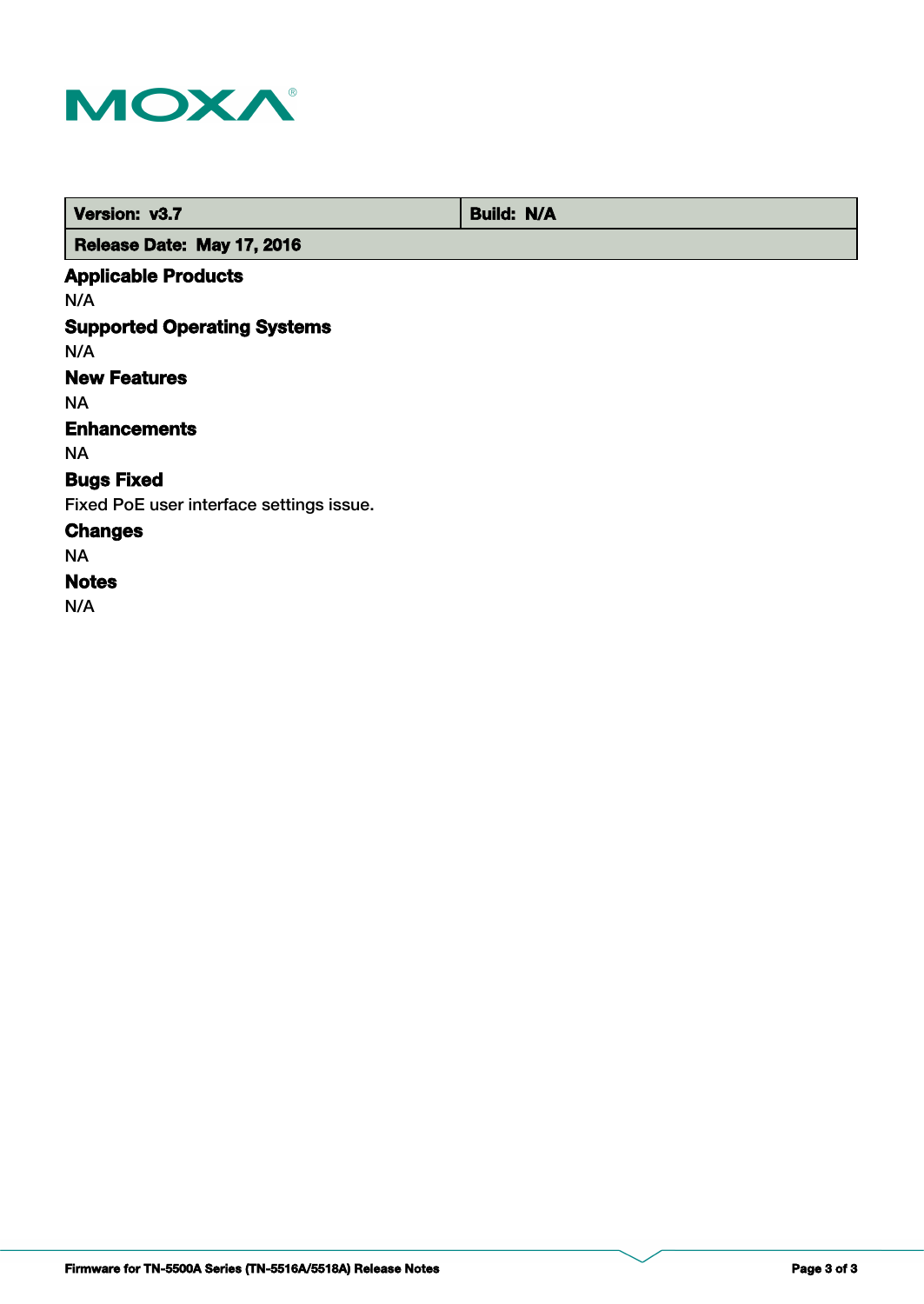| Version: v3.7 | Build: N/A |
| --- | --- |
| Release Date: May 17, 2016 | |

### Applicable Products

N/A

### Supported Operating Systems

N/A

### New Features

NA

### Enhancements

NA

### Bugs Fixed

Fixed PoE user interface settings issue.

### Changes

NA

### Notes

N/A